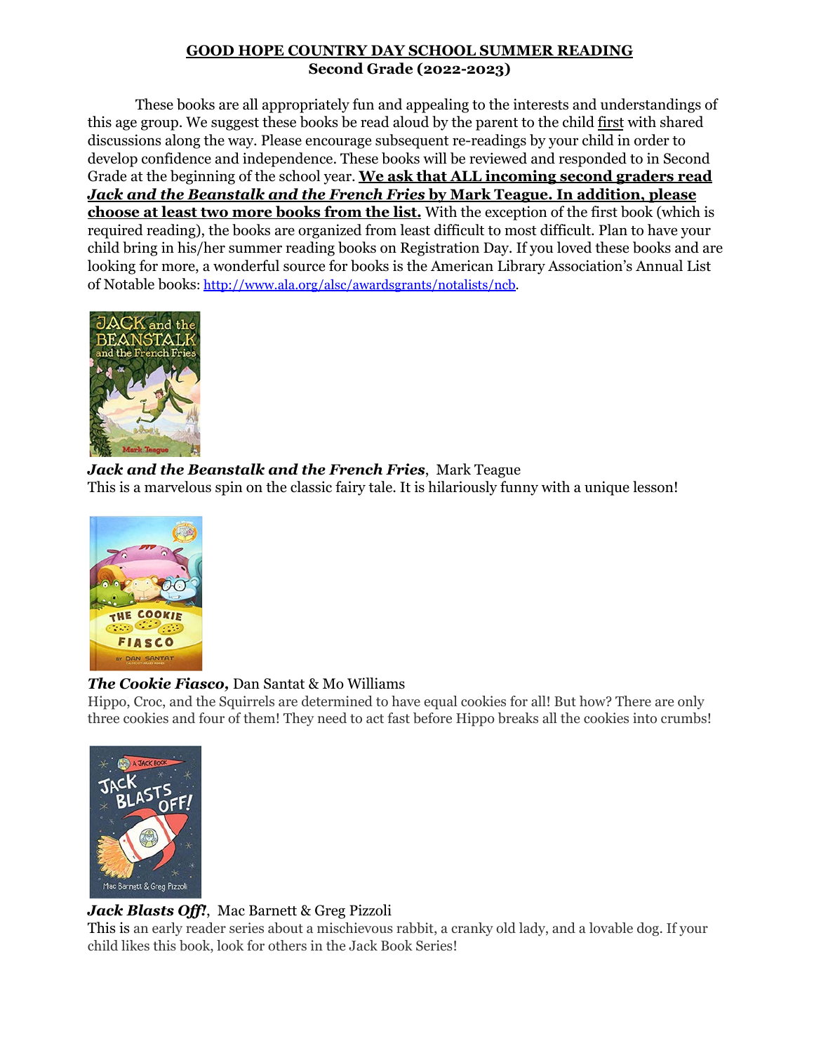# GOOD HOPE COUNTRY DAY SCHOOL SUMMER READING

## Second Grade (2022-2023)

These books are all appropriately fun and appealing to the interests and understandings of this age group. We suggest these books be read aloud by the parent to the child first with shared discussions along the way. Please encourage subsequent re-readings by your child in order to develop confidence and independence. These books will be reviewed and responded to in Second Grade at the beginning of the school year. **We ask that ALL incoming second graders read *Jack and the Beanstalk and the French Fries* by Mark Teague. In addition, please choose at least two more books from the list.** With the exception of the first book (which is required reading), the books are organized from least difficult to most difficult. Plan to have your child bring in his/her summer reading books on Registration Day. If you loved these books and are looking for more, a wonderful source for books is the American Library Association's Annual List of Notable books: http://www.ala.org/alsc/awardsgrants/notalists/ncb.

***Jack and the Beanstalk and the French Fries***, Mark Teague
This is a marvelous spin on the classic fairy tale. It is hilariously funny with a unique lesson!

***The Cookie Fiasco,*** Dan Santat & Mo Williams
Hippo, Croc, and the Squirrels are determined to have equal cookies for all! But how? There are only three cookies and four of them! They need to act fast before Hippo breaks all the cookies into crumbs!

***Jack Blasts Off!***, Mac Barnett & Greg Pizzoli
This is an early reader series about a mischievous rabbit, a cranky old lady, and a lovable dog. If your child likes this book, look for others in the Jack Book Series!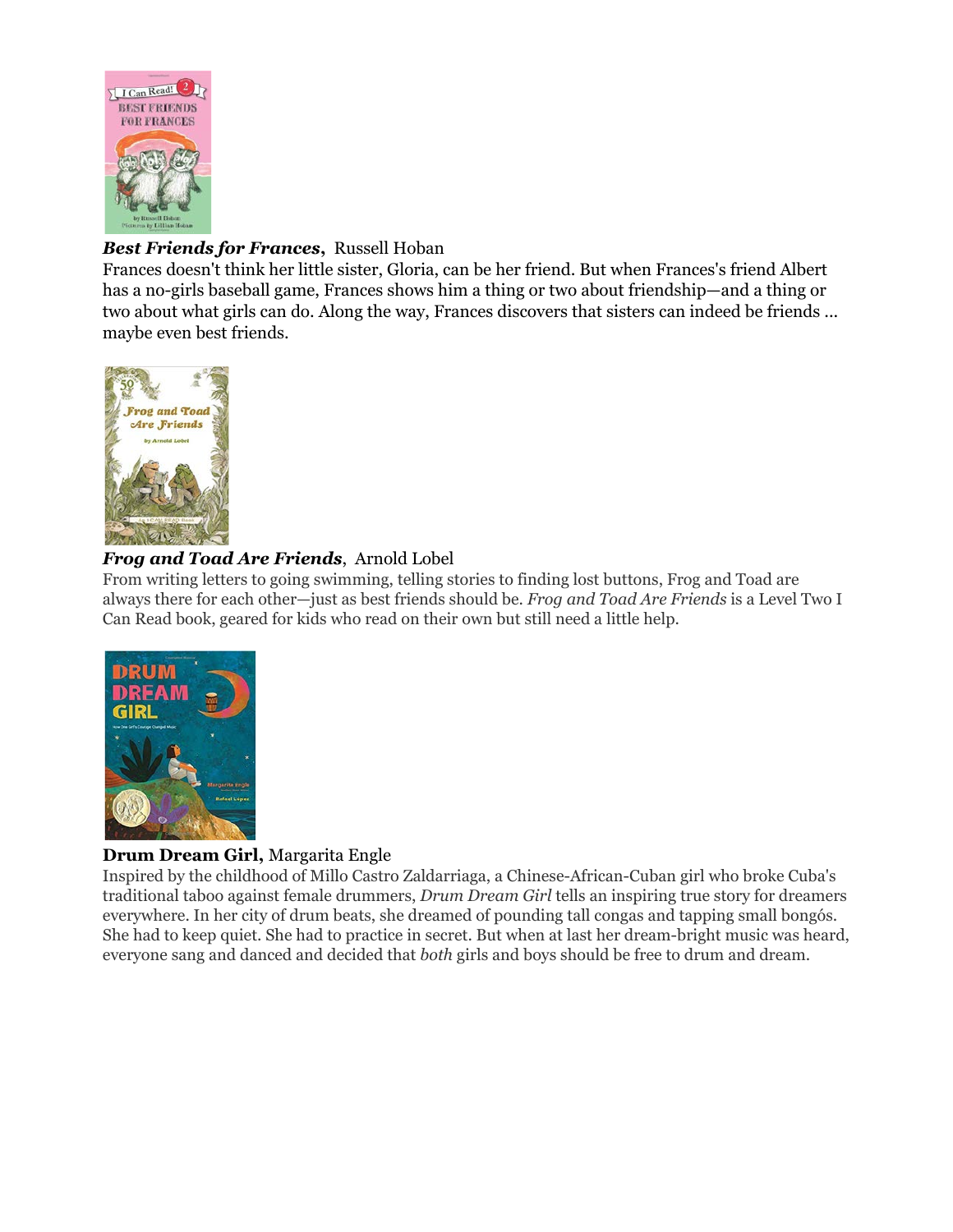***Best Friends for Frances***, Russell Hoban

Frances doesn't think her little sister, Gloria, can be her friend. But when Frances's friend Albert has a no-girls baseball game, Frances shows him a thing or two about friendship—and a thing or two about what girls can do. Along the way, Frances discovers that sisters can indeed be friends ... maybe even best friends.

***Frog and Toad Are Friends***, Arnold Lobel

From writing letters to going swimming, telling stories to finding lost buttons, Frog and Toad are always there for each other—just as best friends should be. *Frog and Toad Are Friends* is a Level Two I Can Read book, geared for kids who read on their own but still need a little help.

**Drum Dream Girl,** Margarita Engle

Inspired by the childhood of Millo Castro Zaldarriaga, a Chinese-African-Cuban girl who broke Cuba's traditional taboo against female drummers, *Drum Dream Girl* tells an inspiring true story for dreamers everywhere. In her city of drum beats, she dreamed of pounding tall congas and tapping small bongós. She had to keep quiet. She had to practice in secret. But when at last her dream-bright music was heard, everyone sang and danced and decided that *both* girls and boys should be free to drum and dream.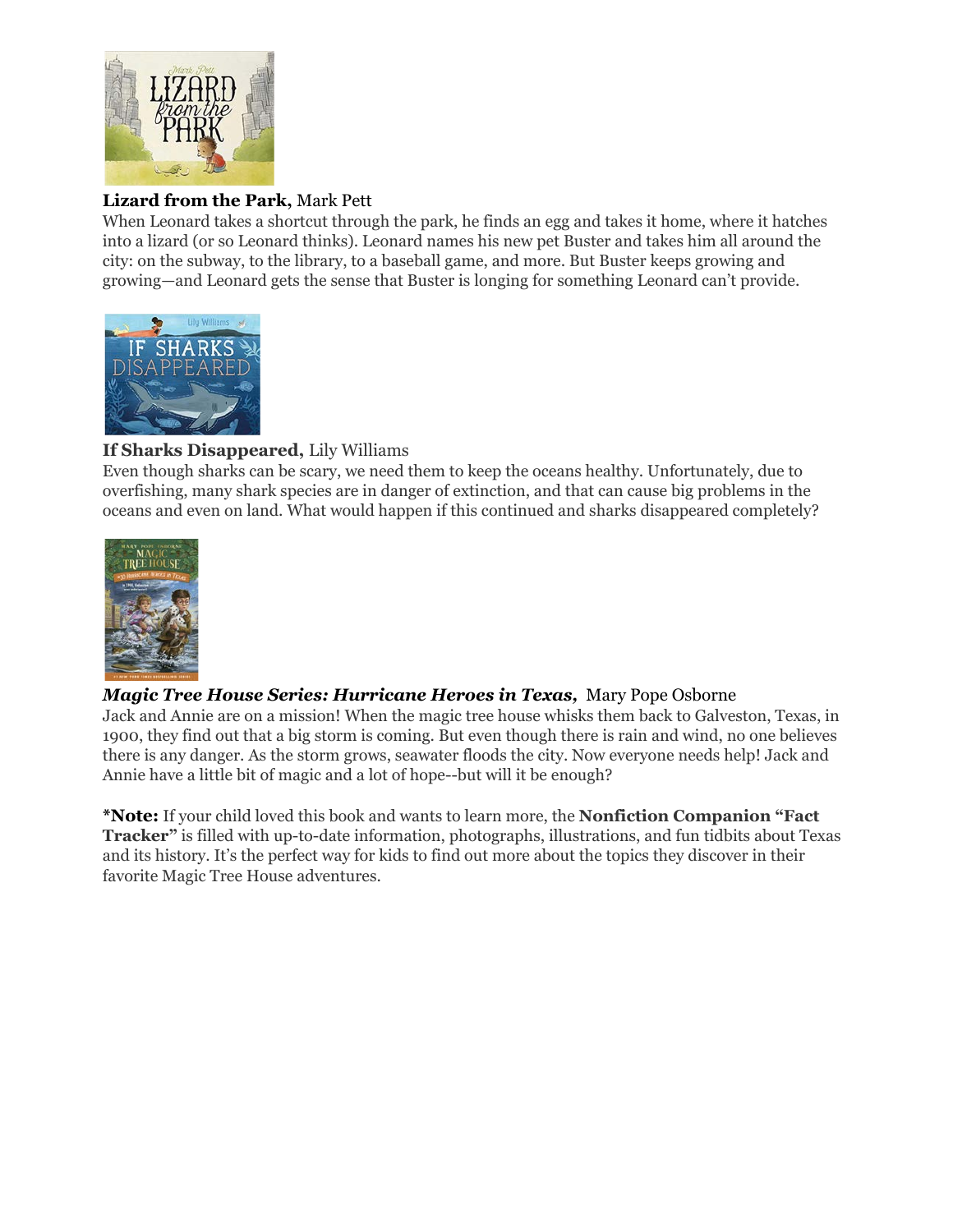**Lizard from the Park,** Mark Pett

When Leonard takes a shortcut through the park, he finds an egg and takes it home, where it hatches into a lizard (or so Leonard thinks). Leonard names his new pet Buster and takes him all around the city: on the subway, to the library, to a baseball game, and more. But Buster keeps growing and growing—and Leonard gets the sense that Buster is longing for something Leonard can't provide.

**If Sharks Disappeared,** Lily Williams

Even though sharks can be scary, we need them to keep the oceans healthy. Unfortunately, due to overfishing, many shark species are in danger of extinction, and that can cause big problems in the oceans and even on land. What would happen if this continued and sharks disappeared completely?

***Magic Tree House Series: Hurricane Heroes in Texas,*** Mary Pope Osborne

Jack and Annie are on a mission! When the magic tree house whisks them back to Galveston, Texas, in 1900, they find out that a big storm is coming. But even though there is rain and wind, no one believes there is any danger. As the storm grows, seawater floods the city. Now everyone needs help! Jack and Annie have a little bit of magic and a lot of hope--but will it be enough?

***Note:** If your child loved this book and wants to learn more, the **Nonfiction Companion "Fact Tracker"** is filled with up-to-date information, photographs, illustrations, and fun tidbits about Texas and its history. It's the perfect way for kids to find out more about the topics they discover in their favorite Magic Tree House adventures.